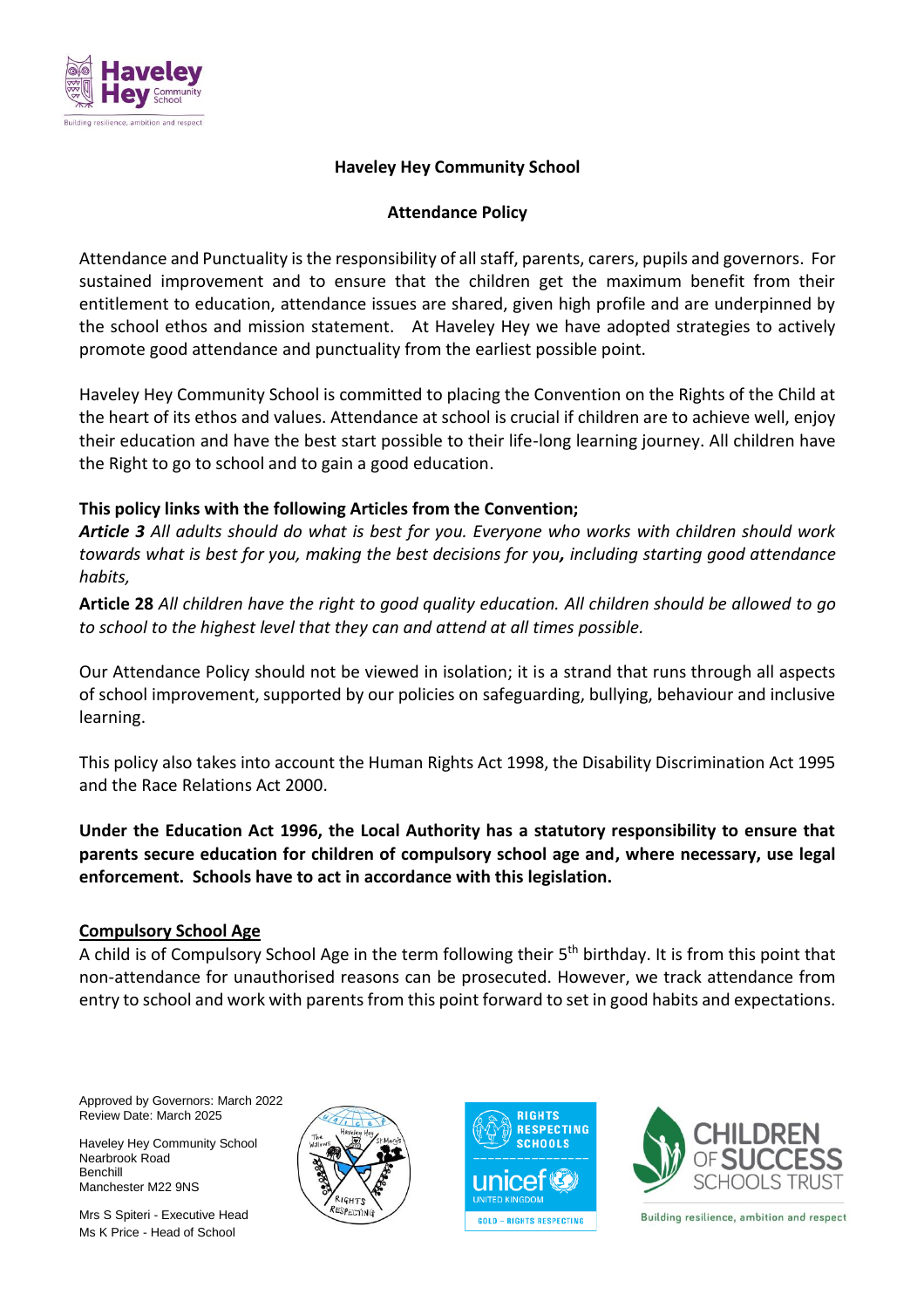# Haveley Hey Community School

## Attendance Policy

Attendance and Punctuality is the responsibility of all staff, parents, carers, pupils and governors. For sustained improvement and to ensure that the children get the maximum benefit from their entitlement to education, attendance issues are shared, given high profile and are underpinned by the school ethos and mission statement. At Haveley Hey we have adopted strategies to actively promote good attendance and punctuality from the earliest possible point.

Haveley Hey Community School is committed to placing the Convention on the Rights of the Child at the heart of its ethos and values. Attendance at school is crucial if children are to achieve well, enjoy their education and have the best start possible to their life-long learning journey. All children have the Right to go to school and to gain a good education.

**This policy links with the following Articles from the Convention;**

***Article 3*** *All adults should do what is best for you. Everyone who works with children should work towards what is best for you, making the best decisions for you, including starting good attendance habits,*

**Article 28** *All children have the right to good quality education. All children should be allowed to go to school to the highest level that they can and attend at all times possible.*

Our Attendance Policy should not be viewed in isolation; it is a strand that runs through all aspects of school improvement, supported by our policies on safeguarding, bullying, behaviour and inclusive learning.

This policy also takes into account the Human Rights Act 1998, the Disability Discrimination Act 1995 and the Race Relations Act 2000.

**Under the Education Act 1996, the Local Authority has a statutory responsibility to ensure that parents secure education for children of compulsory school age and, where necessary, use legal enforcement. Schools have to act in accordance with this legislation.**

### Compulsory School Age

A child is of Compulsory School Age in the term following their 5th birthday. It is from this point that non-attendance for unauthorised reasons can be prosecuted. However, we track attendance from entry to school and work with parents from this point forward to set in good habits and expectations.

Approved by Governors: March 2022
Review Date: March 2025

Haveley Hey Community School
Nearbrook Road
Benchill
Manchester M22 9NS

Mrs S Spiteri - Executive Head
Ms K Price - Head of School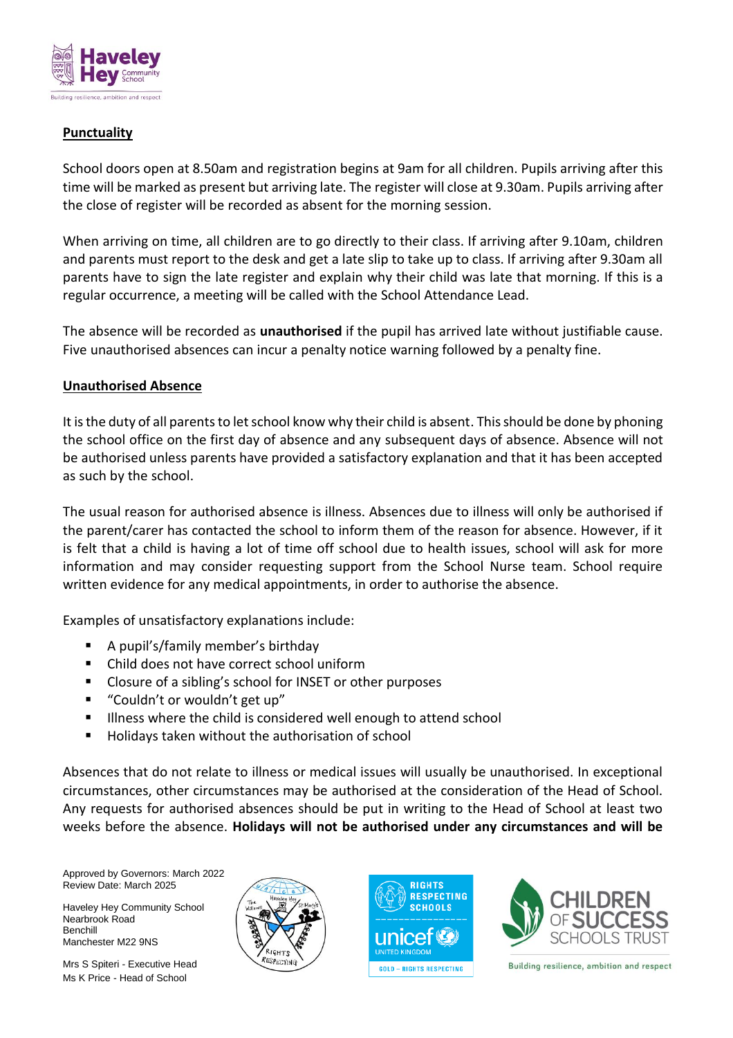## Punctuality

School doors open at 8.50am and registration begins at 9am for all children. Pupils arriving after this time will be marked as present but arriving late. The register will close at 9.30am. Pupils arriving after the close of register will be recorded as absent for the morning session.

When arriving on time, all children are to go directly to their class. If arriving after 9.10am, children and parents must report to the desk and get a late slip to take up to class. If arriving after 9.30am all parents have to sign the late register and explain why their child was late that morning. If this is a regular occurrence, a meeting will be called with the School Attendance Lead.

The absence will be recorded as **unauthorised** if the pupil has arrived late without justifiable cause. Five unauthorised absences can incur a penalty notice warning followed by a penalty fine.

## Unauthorised Absence

It is the duty of all parents to let school know why their child is absent. This should be done by phoning the school office on the first day of absence and any subsequent days of absence. Absence will not be authorised unless parents have provided a satisfactory explanation and that it has been accepted as such by the school.

The usual reason for authorised absence is illness. Absences due to illness will only be authorised if the parent/carer has contacted the school to inform them of the reason for absence. However, if it is felt that a child is having a lot of time off school due to health issues, school will ask for more information and may consider requesting support from the School Nurse team. School require written evidence for any medical appointments, in order to authorise the absence.

Examples of unsatisfactory explanations include:

- A pupil's/family member's birthday
- Child does not have correct school uniform
- Closure of a sibling's school for INSET or other purposes
- "Couldn't or wouldn't get up"
- Illness where the child is considered well enough to attend school
- Holidays taken without the authorisation of school

Absences that do not relate to illness or medical issues will usually be unauthorised. In exceptional circumstances, other circumstances may be authorised at the consideration of the Head of School. Any requests for authorised absences should be put in writing to the Head of School at least two weeks before the absence. **Holidays will not be authorised under any circumstances and will be**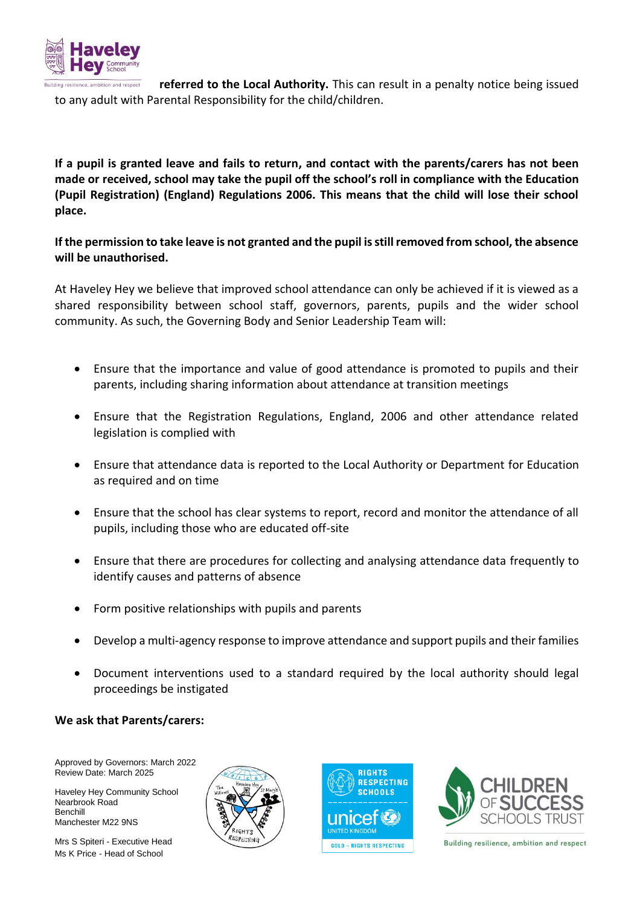**referred to the Local Authority.** This can result in a penalty notice being issued to any adult with Parental Responsibility for the child/children.

**If a pupil is granted leave and fails to return, and contact with the parents/carers has not been made or received, school may take the pupil off the school's roll in compliance with the Education (Pupil Registration) (England) Regulations 2006. This means that the child will lose their school place.**

**If the permission to take leave is not granted and the pupil is still removed from school, the absence will be unauthorised.**

At Haveley Hey we believe that improved school attendance can only be achieved if it is viewed as a shared responsibility between school staff, governors, parents, pupils and the wider school community. As such, the Governing Body and Senior Leadership Team will:

- Ensure that the importance and value of good attendance is promoted to pupils and their parents, including sharing information about attendance at transition meetings
- Ensure that the Registration Regulations, England, 2006 and other attendance related legislation is complied with
- Ensure that attendance data is reported to the Local Authority or Department for Education as required and on time
- Ensure that the school has clear systems to report, record and monitor the attendance of all pupils, including those who are educated off-site
- Ensure that there are procedures for collecting and analysing attendance data frequently to identify causes and patterns of absence
- Form positive relationships with pupils and parents
- Develop a multi-agency response to improve attendance and support pupils and their families
- Document interventions used to a standard required by the local authority should legal proceedings be instigated

**We ask that Parents/carers:**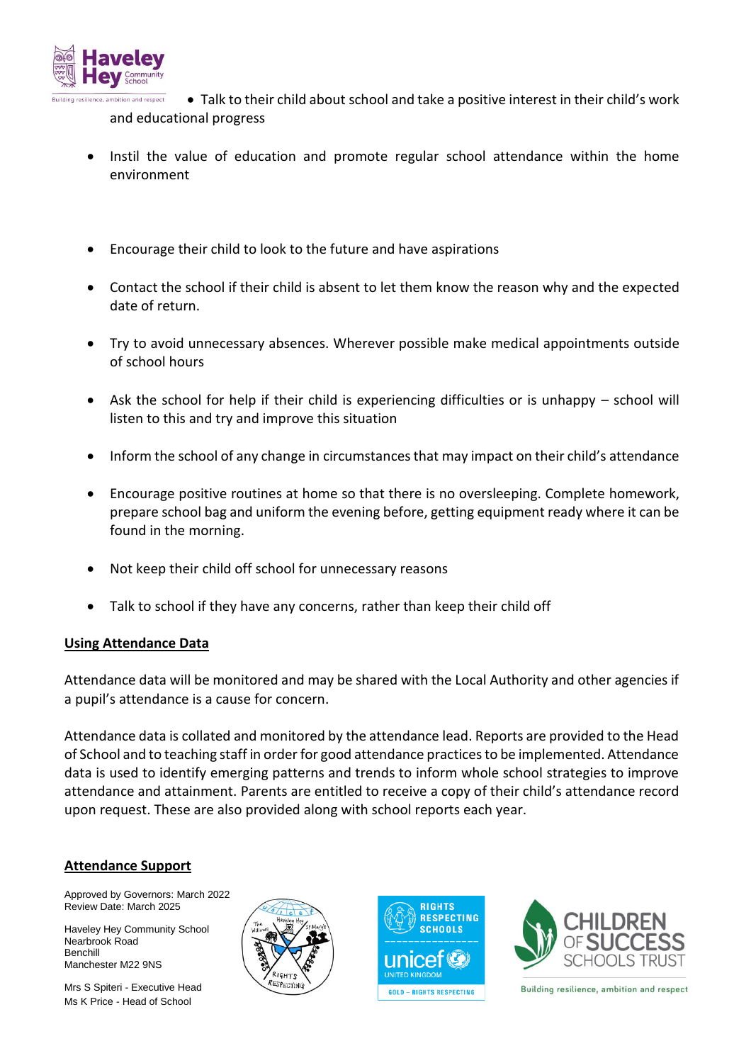- Talk to their child about school and take a positive interest in their child's work and educational progress

- Instil the value of education and promote regular school attendance within the home environment

- Encourage their child to look to the future and have aspirations

- Contact the school if their child is absent to let them know the reason why and the expected date of return.

- Try to avoid unnecessary absences. Wherever possible make medical appointments outside of school hours

- Ask the school for help if their child is experiencing difficulties or is unhappy – school will listen to this and try and improve this situation

- Inform the school of any change in circumstances that may impact on their child's attendance

- Encourage positive routines at home so that there is no oversleeping. Complete homework, prepare school bag and uniform the evening before, getting equipment ready where it can be found in the morning.

- Not keep their child off school for unnecessary reasons

- Talk to school if they have any concerns, rather than keep their child off

## Using Attendance Data

Attendance data will be monitored and may be shared with the Local Authority and other agencies if a pupil's attendance is a cause for concern.

Attendance data is collated and monitored by the attendance lead. Reports are provided to the Head of School and to teaching staff in order for good attendance practices to be implemented. Attendance data is used to identify emerging patterns and trends to inform whole school strategies to improve attendance and attainment. Parents are entitled to receive a copy of their child's attendance record upon request. These are also provided along with school reports each year.

## Attendance Support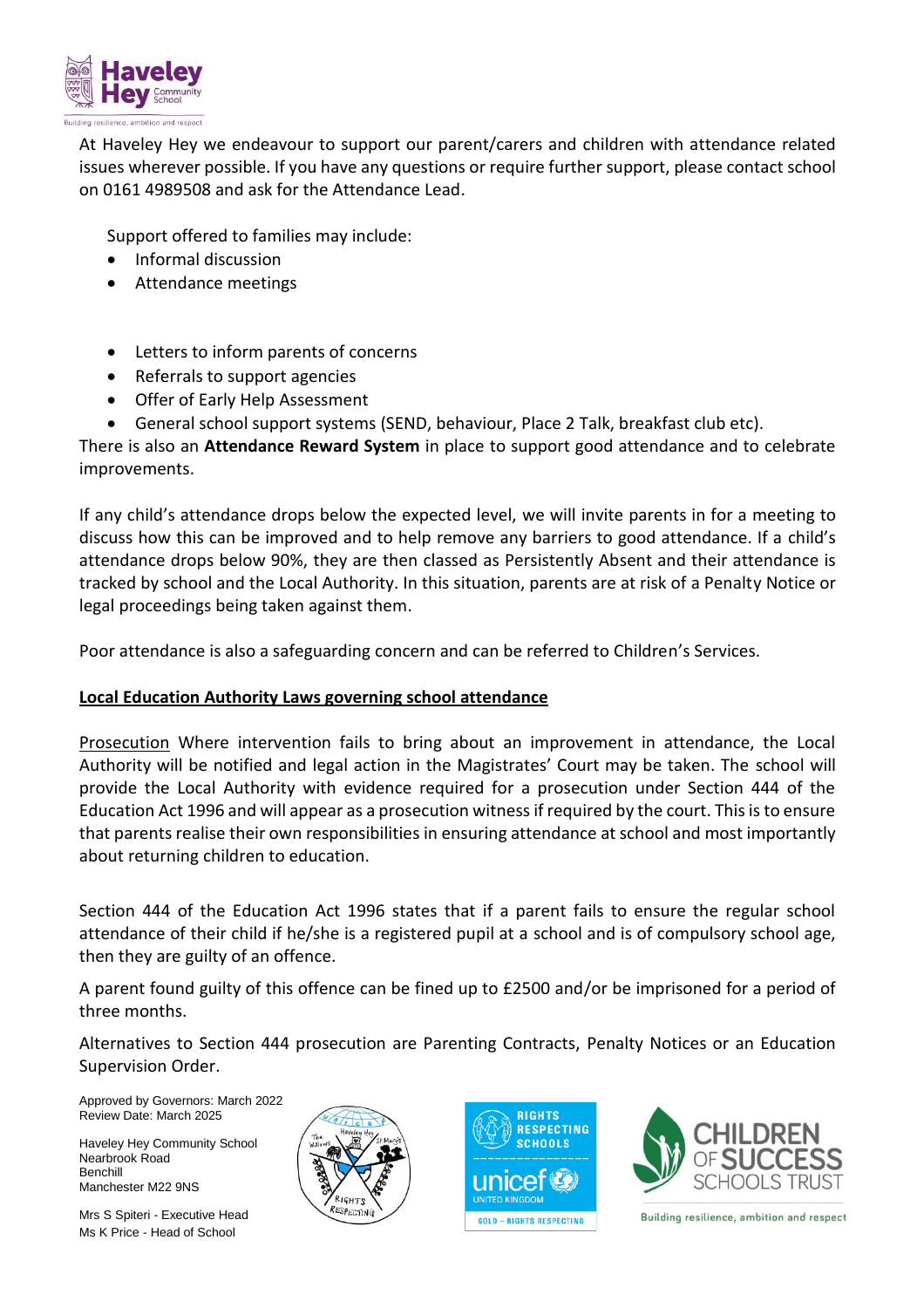At Haveley Hey we endeavour to support our parent/carers and children with attendance related issues wherever possible. If you have any questions or require further support, please contact school on 0161 4989508 and ask for the Attendance Lead.

Support offered to families may include:

- Informal discussion
- Attendance meetings
- Letters to inform parents of concerns
- Referrals to support agencies
- Offer of Early Help Assessment
- General school support systems (SEND, behaviour, Place 2 Talk, breakfast club etc).

There is also an **Attendance Reward System** in place to support good attendance and to celebrate improvements.

If any child's attendance drops below the expected level, we will invite parents in for a meeting to discuss how this can be improved and to help remove any barriers to good attendance. If a child's attendance drops below 90%, they are then classed as Persistently Absent and their attendance is tracked by school and the Local Authority. In this situation, parents are at risk of a Penalty Notice or legal proceedings being taken against them.

Poor attendance is also a safeguarding concern and can be referred to Children's Services.

**Local Education Authority Laws governing school attendance**

Prosecution Where intervention fails to bring about an improvement in attendance, the Local Authority will be notified and legal action in the Magistrates' Court may be taken. The school will provide the Local Authority with evidence required for a prosecution under Section 444 of the Education Act 1996 and will appear as a prosecution witness if required by the court. This is to ensure that parents realise their own responsibilities in ensuring attendance at school and most importantly about returning children to education.

Section 444 of the Education Act 1996 states that if a parent fails to ensure the regular school attendance of their child if he/she is a registered pupil at a school and is of compulsory school age, then they are guilty of an offence.

A parent found guilty of this offence can be fined up to £2500 and/or be imprisoned for a period of three months.

Alternatives to Section 444 prosecution are Parenting Contracts, Penalty Notices or an Education Supervision Order.

Approved by Governors: March 2022
Review Date: March 2025

Haveley Hey Community School
Nearbrook Road
Benchill
Manchester M22 9NS

Mrs S Spiteri - Executive Head
Ms K Price - Head of School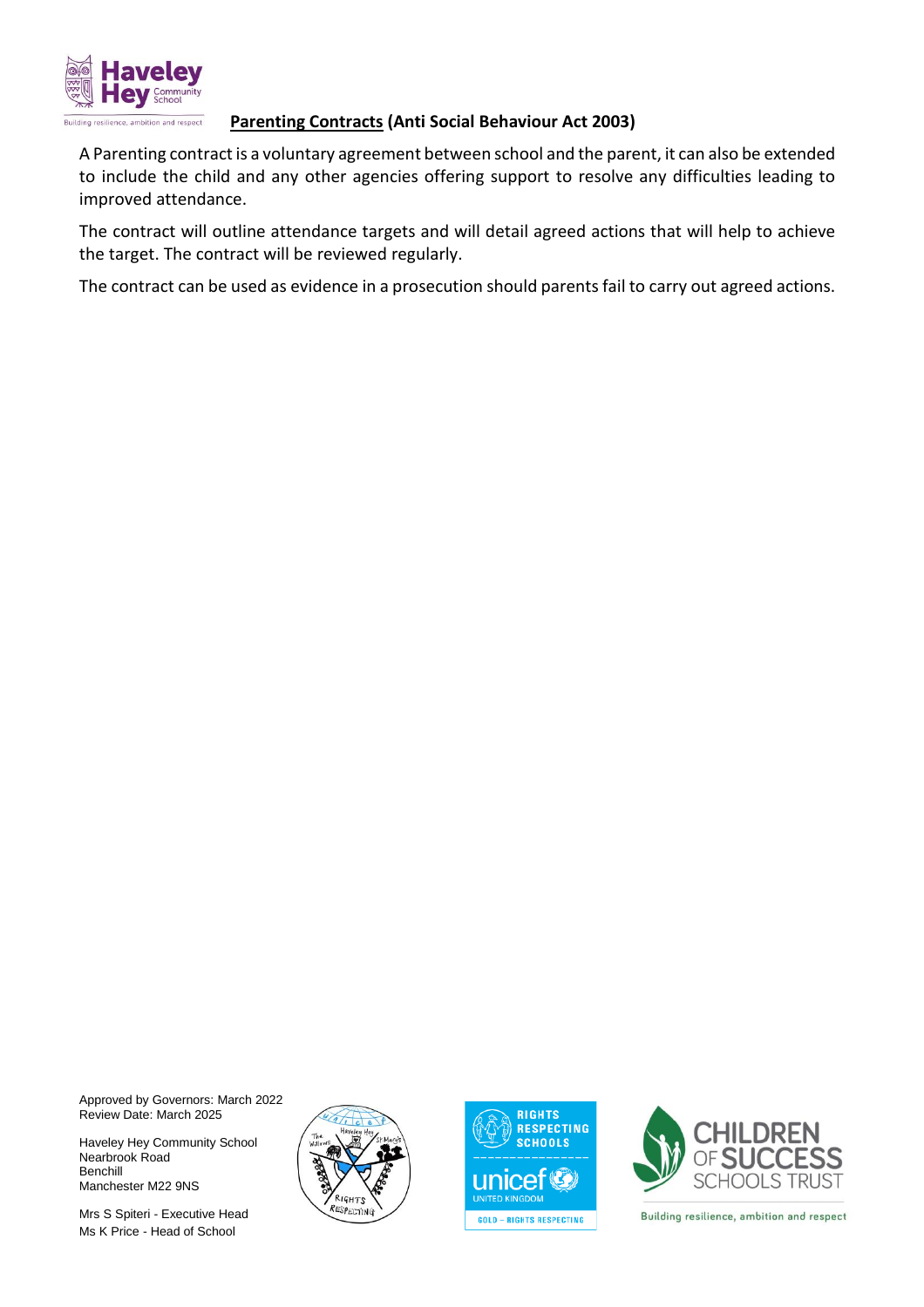## Parenting Contracts (Anti Social Behaviour Act 2003)

A Parenting contract is a voluntary agreement between school and the parent, it can also be extended to include the child and any other agencies offering support to resolve any difficulties leading to improved attendance.

The contract will outline attendance targets and will detail agreed actions that will help to achieve the target. The contract will be reviewed regularly.

The contract can be used as evidence in a prosecution should parents fail to carry out agreed actions.